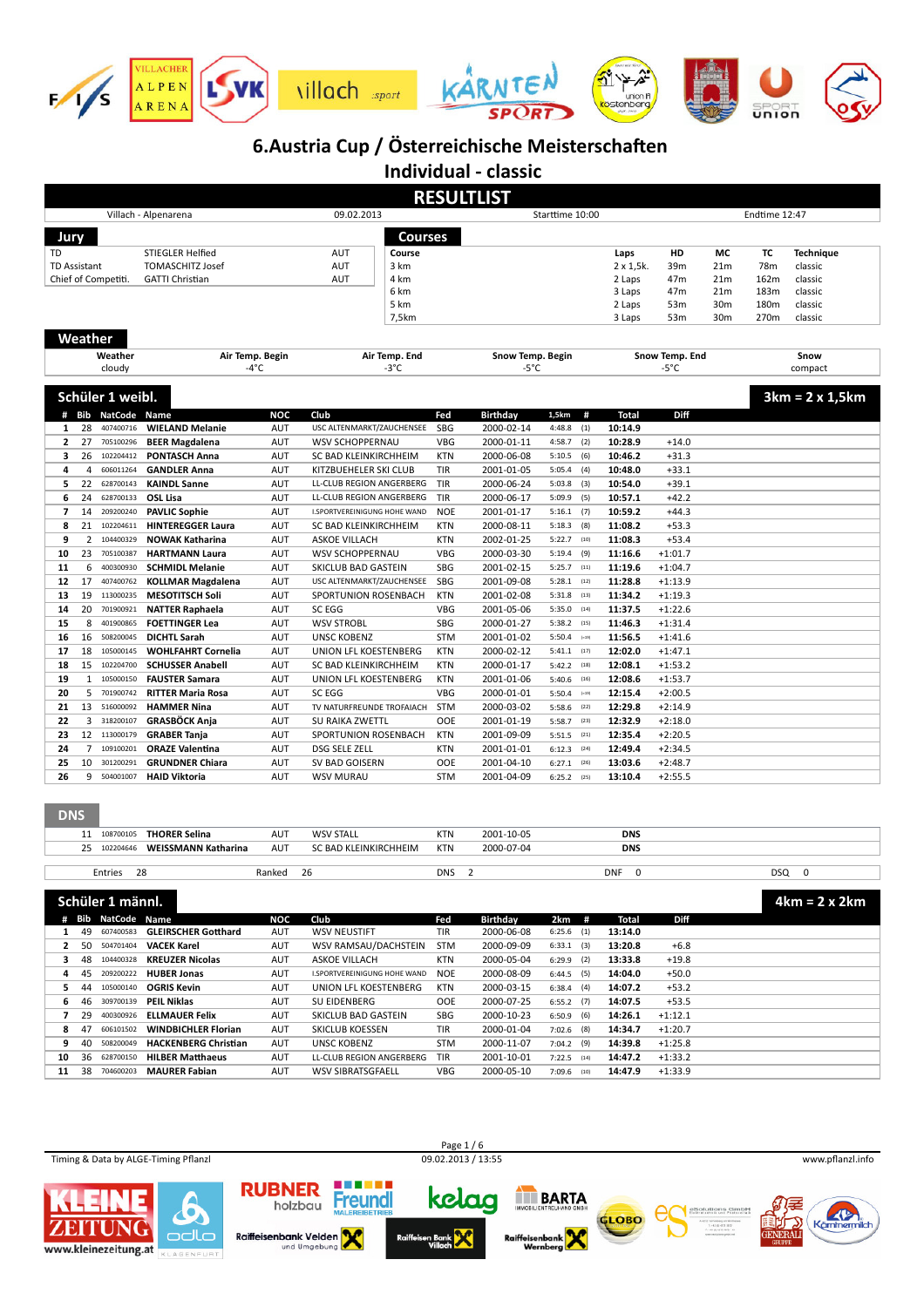# 6.Austria Cup / Österreichische Meisterschaften

## Individual - classic

## RESULTLIST

| Villach - Alpenarena | 09.02.2013 | Starttime 10:00 | Endtime 12:47 |
|---|---|---|---|

### Jury

| | | |
|---|---|---|
| TD | STIEGLER Helfied | AUT |
| TD Assistant | TOMASCHITZ Josef | AUT |
| Chief of Competiti. | GATTI Christian | AUT |

### Courses

| Course | Laps | HD | MC | TC | Technique |
|---|---|---|---|---|---|
| 3 km | 2 x 1,5k. | 39m | 21m | 78m | classic |
| 4 km | 2 Laps | 47m | 21m | 162m | classic |
| 6 km | 3 Laps | 47m | 21m | 183m | classic |
| 5 km | 2 Laps | 53m | 30m | 180m | classic |
| 7,5km | 3 Laps | 53m | 30m | 270m | classic |

### Weather

| Weather | Air Temp. Begin | Air Temp. End | Snow Temp. Begin | Snow Temp. End | Snow |
|---|---|---|---|---|---|
| cloudy | -4°C | -3°C | -5°C | -5°C | compact |

### Schüler 1 weibl. — 3km = 2 x 1,5km

| # | Bib | NatCode | Name | NOC | Club | Fed | Birthday | 1,5km | # | Total | Diff |
|---|---|---|---|---|---|---|---|---|---|---|---|
| 1 | 28 | 407400716 | **WIELAND Melanie** | AUT | USC ALTENMARKT/ZAUCHENSEE | SBG | 2000-02-14 | 4:48.8 | (1) | **10:14.9** | |
| 2 | 27 | 705100296 | **BEER Magdalena** | AUT | WSV SCHOPPERNAU | VBG | 2000-01-11 | 4:58.7 | (2) | **10:28.9** | +14.0 |
| 3 | 26 | 102204412 | **PONTASCH Anna** | AUT | SC BAD KLEINKIRCHHEIM | KTN | 2000-06-08 | 5:10.5 | (6) | **10:46.2** | +31.3 |
| 4 | 4 | 606011264 | **GANDLER Anna** | AUT | KITZBUEHELER SKI CLUB | TIR | 2001-01-05 | 5:05.4 | (4) | **10:48.0** | +33.1 |
| 5 | 22 | 628700143 | **KAINDL Sanne** | AUT | LL-CLUB REGION ANGERBERG | TIR | 2000-06-24 | 5:03.8 | (3) | **10:54.0** | +39.1 |
| 6 | 24 | 628700133 | **OSL Lisa** | AUT | LL-CLUB REGION ANGERBERG | TIR | 2000-06-17 | 5:09.9 | (5) | **10:57.1** | +42.2 |
| 7 | 14 | 209200240 | **PAVLIC Sophie** | AUT | I.SPORTVEREINIGUNG HOHE WAND | NOE | 2001-01-17 | 5:16.1 | (7) | **10:59.2** | +44.3 |
| 8 | 21 | 102204611 | **HINTEREGGER Laura** | AUT | SC BAD KLEINKIRCHHEIM | KTN | 2000-08-11 | 5:18.3 | (8) | **11:08.2** | +53.3 |
| 9 | 2 | 104400329 | **NOWAK Katharina** | AUT | ASKOE VILLACH | KTN | 2002-01-25 | 5:22.7 | (10) | **11:08.3** | +53.4 |
| 10 | 23 | 705100387 | **HARTMANN Laura** | AUT | WSV SCHOPPERNAU | VBG | 2000-03-30 | 5:19.4 | (9) | **11:16.6** | +1:01.7 |
| 11 | 6 | 400300930 | **SCHMIDL Melanie** | AUT | SKICLUB BAD GASTEIN | SBG | 2001-02-15 | 5:25.7 | (11) | **11:19.6** | +1:04.7 |
| 12 | 17 | 407400762 | **KOLLMAR Magdalena** | AUT | USC ALTENMARKT/ZAUCHENSEE | SBG | 2001-09-08 | 5:28.1 | (12) | **11:28.8** | +1:13.9 |
| 13 | 19 | 113000235 | **MESOTITSCH Soli** | AUT | SPORTUNION ROSENBACH | KTN | 2001-02-08 | 5:31.8 | (13) | **11:34.2** | +1:19.3 |
| 14 | 20 | 701900921 | **NATTER Raphaela** | AUT | SC EGG | VBG | 2001-05-06 | 5:35.0 | (14) | **11:37.5** | +1:22.6 |
| 15 | 8 | 401900865 | **FOETTINGER Lea** | AUT | WSV STROBL | SBG | 2000-01-27 | 5:38.2 | (15) | **11:46.3** | +1:31.4 |
| 16 | 16 | 508200045 | **DICHTL Sarah** | AUT | UNSC KOBENZ | STM | 2001-01-02 | 5:50.4 | (=19) | **11:56.5** | +1:41.6 |
| 17 | 18 | 105000145 | **WOHLFAHRT Cornelia** | AUT | UNION LFL KOESTENBERG | KTN | 2000-02-12 | 5:41.1 | (17) | **12:02.0** | +1:47.1 |
| 18 | 15 | 102204700 | **SCHUSSER Anabell** | AUT | SC BAD KLEINKIRCHHEIM | KTN | 2000-01-17 | 5:42.2 | (18) | **12:08.1** | +1:53.2 |
| 19 | 1 | 105000150 | **FAUSTER Samara** | AUT | UNION LFL KOESTENBERG | KTN | 2001-01-06 | 5:40.6 | (16) | **12:08.6** | +1:53.7 |
| 20 | 5 | 701900742 | **RITTER Maria Rosa** | AUT | SC EGG | VBG | 2000-01-01 | 5:50.4 | (=19) | **12:15.4** | +2:00.5 |
| 21 | 13 | 516000092 | **HAMMER Nina** | AUT | TV NATURFREUNDE TROFAIACH | STM | 2000-03-02 | 5:58.6 | (22) | **12:29.8** | +2:14.9 |
| 22 | 3 | 318200107 | **GRASBÖCK Anja** | AUT | SU RAIKA ZWETTL | OOE | 2001-01-19 | 5:58.7 | (23) | **12:32.9** | +2:18.0 |
| 23 | 12 | 113000179 | **GRABER Tanja** | AUT | SPORTUNION ROSENBACH | KTN | 2001-09-09 | 5:51.5 | (21) | **12:35.4** | +2:20.5 |
| 24 | 7 | 109100201 | **ORAZE Valentina** | AUT | DSG SELE ZELL | KTN | 2001-01-01 | 6:12.3 | (24) | **12:49.4** | +2:34.5 |
| 25 | 10 | 301200291 | **GRUNDNER Chiara** | AUT | SV BAD GOISERN | OOE | 2001-04-10 | 6:27.1 | (26) | **13:03.6** | +2:48.7 |
| 26 | 9 | 504001007 | **HAID Viktoria** | AUT | WSV MURAU | STM | 2001-04-09 | 6:25.2 | (25) | **13:10.4** | +2:55.5 |

### DNS

| Bib | NatCode | Name | NOC | Club | Fed | Birthday | Total |
|---|---|---|---|---|---|---|---|
| 11 | 108700105 | **THORER Selina** | AUT | WSV STALL | KTN | 2001-10-05 | **DNS** |
| 25 | 102204646 | **WEISSMANN Katharina** | AUT | SC BAD KLEINKIRCHHEIM | KTN | 2000-07-04 | **DNS** |

Entries 28 | Ranked 26 | DNS 2 | DNF 0 | DSQ 0

### Schüler 1 männl. — 4km = 2 x 2km

| # | Bib | NatCode | Name | NOC | Club | Fed | Birthday | 2km | # | Total | Diff |
|---|---|---|---|---|---|---|---|---|---|---|---|
| 1 | 49 | 607400583 | **GLEIRSCHER Gotthard** | AUT | WSV NEUSTIFT | TIR | 2000-06-08 | 6:25.6 | (1) | **13:14.0** | |
| 2 | 50 | 504701404 | **VACEK Karel** | AUT | WSV RAMSAU/DACHSTEIN | STM | 2000-09-09 | 6:33.1 | (3) | **13:20.8** | +6.8 |
| 3 | 48 | 104400328 | **KREUZER Nicolas** | AUT | ASKOE VILLACH | KTN | 2000-05-04 | 6:29.9 | (2) | **13:33.8** | +19.8 |
| 4 | 45 | 209200222 | **HUBER Jonas** | AUT | I.SPORTVEREINIGUNG HOHE WAND | NOE | 2000-08-09 | 6:44.5 | (5) | **14:04.0** | +50.0 |
| 5 | 44 | 105000140 | **OGRIS Kevin** | AUT | UNION LFL KOESTENBERG | KTN | 2000-03-15 | 6:38.4 | (4) | **14:07.2** | +53.2 |
| 6 | 46 | 309700139 | **PEIL Niklas** | AUT | SU EIDENBERG | OOE | 2000-07-25 | 6:55.2 | (7) | **14:07.5** | +53.5 |
| 7 | 29 | 400300926 | **ELLMAUER Felix** | AUT | SKICLUB BAD GASTEIN | SBG | 2000-10-23 | 6:50.9 | (6) | **14:26.1** | +1:12.1 |
| 8 | 47 | 606101502 | **WINDBICHLER Florian** | AUT | SKICLUB KOESSEN | TIR | 2000-01-04 | 7:02.6 | (8) | **14:34.7** | +1:20.7 |
| 9 | 40 | 508200049 | **HACKENBERG Christian** | AUT | UNSC KOBENZ | STM | 2000-11-07 | 7:04.2 | (9) | **14:39.8** | +1:25.8 |
| 10 | 36 | 628700150 | **HILBER Matthaeus** | AUT | LL-CLUB REGION ANGERBERG | TIR | 2001-10-01 | 7:22.5 | (14) | **14:47.2** | +1:33.2 |
| 11 | 38 | 704600203 | **MAURER Fabian** | AUT | WSV SIBRATSGFAELL | VBG | 2000-05-10 | 7:09.6 | (10) | **14:47.9** | +1:33.9 |

Timing & Data by ALGE-Timing Pflanzl | 09.02.2013 / 13:55 | www.pflanzl.info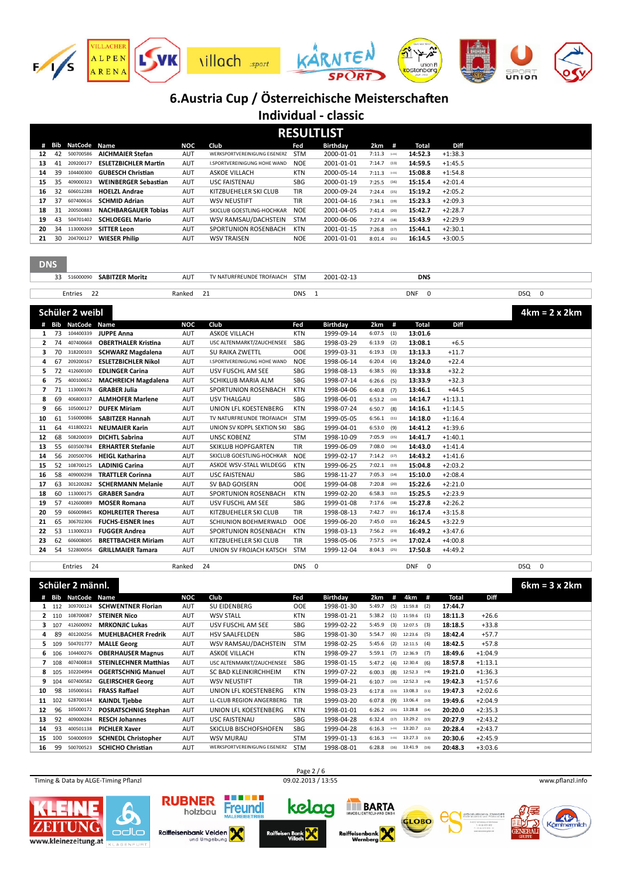# 6.Austria Cup / Österreichische Meisterschaften

## Individual - classic

## RESULTLIST

| # | Bib | NatCode | Name | NOC | Club | Fed | Birthday | 2km | # | Total | Diff |
|---|---|---|---|---|---|---|---|---|---|---|---|
| 12 | 42 | 500700586 | AICHMAIER Stefan | AUT | WERKSPORTVEREINIGUNG EISENERZ | STM | 2000-01-01 | 7:11.3 | (=11) | 14:52.3 | +1:38.3 |
| 13 | 41 | 209200177 | ESLETZBICHLER Martin | AUT | I.SPORTVEREINIGUNG HOHE WAND | NOE | 2001-01-01 | 7:14.7 | (13) | 14:59.5 | +1:45.5 |
| 14 | 39 | 104400300 | GUBESCH Christian | AUT | ASKOE VILLACH | KTN | 2000-05-14 | 7:11.3 | (=11) | 15:08.8 | +1:54.8 |
| 15 | 35 | 409000323 | WEINBERGER Sebastian | AUT | USC FAISTENAU | SBG | 2000-01-19 | 7:25.5 | (16) | 15:15.4 | +2:01.4 |
| 16 | 32 | 606012288 | HOELZL Andrae | AUT | KITZBUEHELER SKI CLUB | TIR | 2000-09-24 | 7:24.4 | (15) | 15:19.2 | +2:05.2 |
| 17 | 37 | 607400616 | SCHMID Adrian | AUT | WSV NEUSTIFT | TIR | 2001-04-16 | 7:34.1 | (19) | 15:23.3 | +2:09.3 |
| 18 | 31 | 200500883 | NACHBARGAUER Tobias | AUT | SKICLUB GOESTLING-HOCHKAR | NOE | 2001-04-05 | 7:41.4 | (20) | 15:42.7 | +2:28.7 |
| 19 | 43 | 504701402 | SCHLOEGEL Mario | AUT | WSV RAMSAU/DACHSTEIN | STM | 2000-06-06 | 7:27.4 | (18) | 15:43.9 | +2:29.9 |
| 20 | 34 | 113000269 | SITTER Leon | AUT | SPORTUNION ROSENBACH | KTN | 2001-01-15 | 7:26.8 | (17) | 15:44.1 | +2:30.1 |
| 21 | 30 | 204700127 | WIESER Philip | AUT | WSV TRAISEN | NOE | 2001-01-01 | 8:01.4 | (21) | 16:14.5 | +3:00.5 |

### DNS

| Bib | NatCode | Name | NOC | Club | Fed | Birthday | Total |
|---|---|---|---|---|---|---|---|
| 33 | 516000090 | SABITZER Moritz | AUT | TV NATURFREUNDE TROFAIACH | STM | 2001-02-13 | DNS |

Entries 22 | Ranked 21 | DNS 1 | DNF 0 | DSQ 0

## Schüler 2 weibl — 4km = 2 x 2km

| # | Bib | NatCode | Name | NOC | Club | Fed | Birthday | 2km | # | Total | Diff |
|---|---|---|---|---|---|---|---|---|---|---|---|
| 1 | 73 | 104400339 | JUPPE Anna | AUT | ASKOE VILLACH | KTN | 1999-09-14 | 6:07.5 | (1) | 13:01.6 | |
| 2 | 74 | 407400668 | OBERTHALER Kristina | AUT | USC ALTENMARKT/ZAUCHENSEE | SBG | 1998-03-29 | 6:13.9 | (2) | 13:08.1 | +6.5 |
| 3 | 70 | 318200103 | SCHWARZ Magdalena | AUT | SU RAIKA ZWETTL | OOE | 1999-03-31 | 6:19.3 | (3) | 13:13.3 | +11.7 |
| 4 | 67 | 209200167 | ESLETZBICHLER Nikol | AUT | I.SPORTVEREINIGUNG HOHE WAND | NOE | 1998-06-14 | 6:20.4 | (4) | 13:24.0 | +22.4 |
| 5 | 72 | 412600100 | EDLINGER Carina | AUT | USV FUSCHL AM SEE | SBG | 1998-08-13 | 6:38.5 | (6) | 13:33.8 | +32.2 |
| 6 | 75 | 400100652 | MACHREICH Magdalena | AUT | SCHIKLUB MARIA ALM | SBG | 1998-07-14 | 6:26.6 | (5) | 13:33.9 | +32.3 |
| 7 | 71 | 113000178 | GRABER Julia | AUT | SPORTUNION ROSENBACH | KTN | 1998-04-06 | 6:40.8 | (7) | 13:46.1 | +44.5 |
| 8 | 69 | 406800337 | ALMHOFER Marlene | AUT | USV THALGAU | SBG | 1998-06-01 | 6:53.2 | (10) | 14:14.7 | +1:13.1 |
| 9 | 66 | 105000127 | DUFEK Miriam | AUT | UNION LFL KOESTENBERG | KTN | 1998-07-24 | 6:50.7 | (8) | 14:16.1 | +1:14.5 |
| 10 | 61 | 516000086 | SABITZER Hannah | AUT | TV NATURFREUNDE TROFAIACH | STM | 1999-05-05 | 6:56.1 | (11) | 14:18.0 | +1:16.4 |
| 11 | 64 | 411800221 | NEUMAIER Karin | AUT | UNION SV KOPPL SEKTION SKI | SBG | 1999-04-01 | 6:53.0 | (9) | 14:41.2 | +1:39.6 |
| 12 | 68 | 508200039 | DICHTL Sabrina | AUT | UNSC KOBENZ | STM | 1998-10-09 | 7:05.9 | (15) | 14:41.7 | +1:40.1 |
| 13 | 55 | 603500784 | ERHARTER Stefanie | AUT | SKIKLUB HOPFGARTEN | TIR | 1999-06-09 | 7:08.0 | (16) | 14:43.0 | +1:41.4 |
| 14 | 56 | 200500706 | HEIGL Katharina | AUT | SKICLUB GOESTLING-HOCHKAR | NOE | 1999-02-17 | 7:14.2 | (17) | 14:43.2 | +1:41.6 |
| 15 | 52 | 108700125 | LADINIG Carina | AUT | ASKOE STALL WILDEGG | KTN | 1999-06-25 | 7:02.1 | (13) | 15:04.8 | +2:03.2 |
| 16 | 58 | 409000298 | TRATTLER Corinna | AUT | USC FAISTENAU | SBG | 1998-11-27 | 7:05.3 | (14) | 15:10.0 | +2:08.4 |
| 17 | 63 | 301202282 | SCHERMANN Melanie | AUT | SV BAD GOISERN | OOE | 1999-04-08 | 7:20.8 | (20) | 15:22.6 | +2:21.0 |
| 18 | 60 | 113000175 | GRABER Sandra | AUT | SPORTUNION ROSENBACH | KTN | 1999-02-20 | 6:58.3 | (12) | 15:25.5 | +2:23.9 |
| 19 | 57 | 412600089 | MOSER Romana | AUT | USV FUSCHL AM SEE | SBG | 1999-01-08 | 7:17.6 | (18) | 15:27.8 | +2:26.2 |
| 20 | 59 | 606009845 | KOHLREITER Theresa | AUT | KITZBUEHELER SKI CLUB | TIR | 1998-08-13 | 7:42.7 | (21) | 16:17.4 | +3:15.8 |
| 21 | 65 | 306702306 | FUCHS-EISNER Ines | AUT | SCHIUNION BOEHMERWALD | OOE | 1999-06-20 | 7:45.0 | (22) | 16:24.5 | +3:22.9 |
| 22 | 53 | 113000233 | FUGGER Andrea | AUT | SPORTUNION ROSENBACH | KTN | 1998-03-13 | 7:56.2 | (23) | 16:49.2 | +3:47.6 |
| 23 | 62 | 606008005 | BRETTBACHER Miriam | AUT | KITZBUEHELER SKI CLUB | TIR | 1998-05-06 | 7:57.5 | (24) | 17:02.4 | +4:00.8 |
| 24 | 54 | 522800056 | GRILLMAIER Tamara | AUT | UNION SV FROJACH KATSCH | STM | 1999-12-04 | 8:04.3 | (25) | 17:50.8 | +4:49.2 |

Entries 24 | Ranked 24 | DNS 0 | DNF 0 | DSQ 0

## Schüler 2 männl. — 6km = 3 x 2km

| # | Bib | NatCode | Name | NOC | Club | Fed | Birthday | 2km | # | 4km | # | Total | Diff |
|---|---|---|---|---|---|---|---|---|---|---|---|---|---|
| 1 | 112 | 309700124 | SCHWENTNER Florian | AUT | SU EIDENBERG | OOE | 1998-01-30 | 5:49.7 | (5) | 11:59.8 | (2) | 17:44.7 | |
| 2 | 110 | 108700087 | STEINER Nico | AUT | WSV STALL | KTN | 1998-01-21 | 5:38.2 | (1) | 11:59.6 | (1) | 18:11.3 | +26.6 |
| 3 | 107 | 412600092 | MRKONJIC Lukas | AUT | USV FUSCHL AM SEE | SBG | 1999-02-22 | 5:45.9 | (3) | 12:07.5 | (3) | 18:18.5 | +33.8 |
| 4 | 89 | 401200256 | MUEHLBACHER Fredrik | AUT | HSV SAALFELDEN | SBG | 1998-01-30 | 5:54.7 | (6) | 12:23.6 | (5) | 18:42.4 | +57.7 |
| 5 | 109 | 504701777 | MALLE Georg | AUT | WSV RAMSAU/DACHSTEIN | STM | 1998-02-25 | 5:45.6 | (2) | 12:11.5 | (4) | 18:42.5 | +57.8 |
| 6 | 106 | 104400276 | OBERHAUSER Magnus | AUT | ASKOE VILLACH | KTN | 1998-09-27 | 5:59.1 | (7) | 12:36.9 | (7) | 18:49.6 | +1:04.9 |
| 7 | 108 | 407400818 | STEINLECHNER Matthias | AUT | USC ALTENMARKT/ZAUCHENSEE | SBG | 1998-01-15 | 5:47.2 | (4) | 12:30.4 | (6) | 18:57.8 | +1:13.1 |
| 8 | 105 | 102204994 | OGERTSCHNIG Manuel | AUT | SC BAD KLEINKIRCHHEIM | KTN | 1999-07-22 | 6:00.3 | (8) | 12:52.3 | (=8) | 19:21.0 | +1:36.3 |
| 9 | 104 | 607400582 | GLEIRSCHER Georg | AUT | WSV NEUSTIFT | TIR | 1999-04-21 | 6:10.7 | (10) | 12:52.3 | (=8) | 19:42.3 | +1:57.6 |
| 10 | 98 | 105000161 | FRASS Raffael | AUT | UNION LFL KOESTENBERG | KTN | 1998-03-23 | 6:17.8 | (13) | 13:08.3 | (11) | 19:47.3 | +2:02.6 |
| 11 | 102 | 628700144 | KAINDL Tjebbe | AUT | LL-CLUB REGION ANGERBERG | TIR | 1999-03-20 | 6:07.8 | (9) | 13:06.4 | (10) | 19:49.6 | +2:04.9 |
| 12 | 96 | 105000172 | POSRATSCHNIG Stephan | AUT | UNION LFL KOESTENBERG | KTN | 1998-01-01 | 6:26.2 | (15) | 13:28.8 | (14) | 20:20.0 | +2:35.3 |
| 13 | 92 | 409000284 | RESCH Johannes | AUT | USC FAISTENAU | SBG | 1998-04-28 | 6:32.4 | (17) | 13:29.2 | (15) | 20:27.9 | +2:43.2 |
| 14 | 93 | 400501138 | PICHLER Xaver | AUT | SKICLUB BISCHOFSHOFEN | SBG | 1999-04-28 | 6:16.3 | (=11) | 13:20.7 | (12) | 20:28.4 | +2:43.7 |
| 15 | 100 | 504000939 | SCHNEDL Christopher | AUT | WSV MURAU | STM | 1999-01-13 | 6:16.3 | (=11) | 13:27.3 | (13) | 20:30.6 | +2:45.9 |
| 16 | 99 | 500700523 | SCHICHO Christian | AUT | WERKSPORTVEREINIGUNG EISENERZ | STM | 1998-08-01 | 6:28.8 | (16) | 13:41.9 | (16) | 20:48.3 | +3:03.6 |

Timing & Data by ALGE-Timing Pflanzl — 09.02.2013 / 13:55 — www.pflanzl.info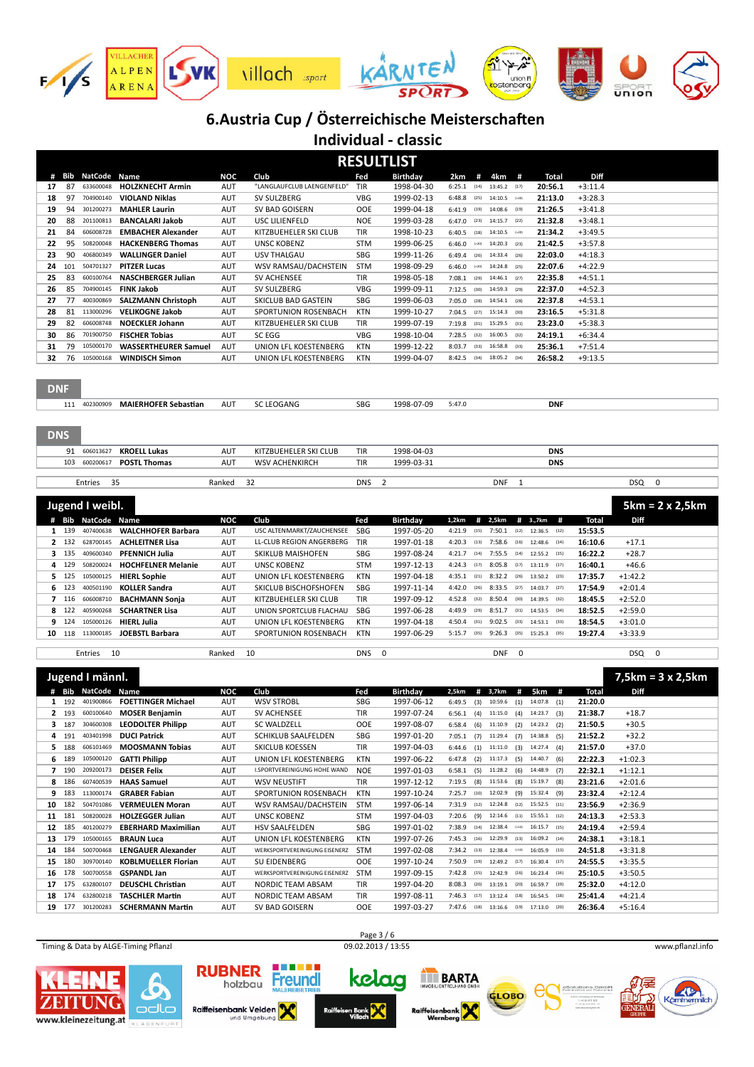# 6.Austria Cup / Österreichische Meisterschaften

## Individual - classic

### RESULTLIST

| # | Bib | NatCode | Name | NOC | Club | Fed | Birthday | 2km | # | 4km | # | Total | Diff |
|---|---|---|---|---|---|---|---|---|---|---|---|---|---|
| 17 | 87 | 633600048 | HOLZKNECHT Armin | AUT | "LANGLAUFCLUB LAENGENFELD" | TIR | 1998-04-30 | 6:25.1 | (14) | 13:45.2 | (17) | 20:56.1 | +3:11.4 |
| 18 | 97 | 704900140 | VIOLAND Niklas | AUT | SV SULZBERG | VBG | 1999-02-13 | 6:48.8 | (25) | 14:10.5 | (=20) | 21:13.0 | +3:28.3 |
| 19 | 94 | 301200273 | MAHLER Laurin | AUT | SV BAD GOISERN | OOE | 1999-04-18 | 6:41.9 | (19) | 14:08.6 | (19) | 21:26.5 | +3:41.8 |
| 20 | 88 | 201100813 | BANCALARI Jakob | AUT | USC LILIENFELD | NOE | 1999-03-28 | 6:47.0 | (23) | 14:15.7 | (22) | 21:32.8 | +3:48.1 |
| 21 | 84 | 606008728 | EMBACHER Alexander | AUT | KITZBUEHELER SKI CLUB | TIR | 1998-10-23 | 6:40.5 | (18) | 14:10.5 | (=20) | 21:34.2 | +3:49.5 |
| 22 | 95 | 508200048 | HACKENBERG Thomas | AUT | UNSC KOBENZ | STM | 1999-06-25 | 6:46.0 | (=20) | 14:20.3 | (23) | 21:42.5 | +3:57.8 |
| 23 | 90 | 406800349 | WALLINGER Daniel | AUT | USV THALGAU | SBG | 1999-11-26 | 6:49.4 | (26) | 14:33.4 | (26) | 22:03.0 | +4:18.3 |
| 24 | 101 | 504701327 | PITZER Lucas | AUT | WSV RAMSAU/DACHSTEIN | STM | 1998-09-29 | 6:46.0 | (=20) | 14:24.8 | (25) | 22:07.6 | +4:22.9 |
| 25 | 83 | 600100764 | NASCHBERGER Julian | AUT | SV ACHENSEE | TIR | 1998-05-18 | 7:08.1 | (29) | 14:46.1 | (27) | 22:35.8 | +4:51.1 |
| 26 | 85 | 704900145 | FINK Jakob | AUT | SV SULZBERG | VBG | 1999-09-11 | 7:12.5 | (30) | 14:59.3 | (29) | 22:37.0 | +4:52.3 |
| 27 | 77 | 400300869 | SALZMANN Christoph | AUT | SKICLUB BAD GASTEIN | SBG | 1999-06-03 | 7:05.0 | (28) | 14:54.1 | (28) | 22:37.8 | +4:53.1 |
| 28 | 81 | 113000296 | VELIKOGNE Jakob | AUT | SPORTUNION ROSENBACH | KTN | 1999-10-27 | 7:04.5 | (27) | 15:14.3 | (30) | 23:16.5 | +5:31.8 |
| 29 | 82 | 606008748 | NOECKLER Johann | AUT | KITZBUEHELER SKI CLUB | TIR | 1999-07-19 | 7:19.8 | (31) | 15:29.5 | (31) | 23:23.0 | +5:38.3 |
| 30 | 86 | 701900750 | FISCHER Tobias | AUT | SC EGG | VBG | 1998-10-04 | 7:28.5 | (32) | 16:00.5 | (32) | 24:19.1 | +6:34.4 |
| 31 | 79 | 105000170 | WASSERTHEURER Samuel | AUT | UNION LFL KOESTENBERG | KTN | 1999-12-22 | 8:03.7 | (33) | 16:58.8 | (33) | 25:36.1 | +7:51.4 |
| 32 | 76 | 105000168 | WINDISCH Simon | AUT | UNION LFL KOESTENBERG | KTN | 1999-04-07 | 8:42.5 | (34) | 18:05.2 | (34) | 26:58.2 | +9:13.5 |

**DNF**

| Bib | NatCode | Name | NOC | Club | Fed | Birthday | 2km | Total |
|---|---|---|---|---|---|---|---|---|
| 111 | 402300909 | MAIERHOFER Sebastian | AUT | SC LEOGANG | SBG | 1998-07-09 | 5:47.0 | DNF |

**DNS**

| Bib | NatCode | Name | NOC | Club | Fed | Birthday | Total |
|---|---|---|---|---|---|---|---|
| 91 | 606013627 | KROELL Lukas | AUT | KITZBUEHELER SKI CLUB | TIR | 1998-04-03 | DNS |
| 103 | 600200617 | POSTL Thomas | AUT | WSV ACHENKIRCH | TIR | 1999-03-31 | DNS |

Entries 35 Ranked 32 DNS 2 DNF 1 DSQ 0

### Jugend I weibl. — 5km = 2 x 2,5km

| # | Bib | NatCode | Name | NOC | Club | Fed | Birthday | 1,2km | # | 2,5km | # | 3.,7km | # | Total | Diff |
|---|---|---|---|---|---|---|---|---|---|---|---|---|---|---|---|
| 1 | 139 | 407400638 | WALCHHOFER Barbara | AUT | USC ALTENMARKT/ZAUCHENSEE | SBG | 1997-05-20 | 4:21.9 | (15) | 7:50.1 | (12) | 12:36.5 | (12) | 15:53.5 | |
| 2 | 132 | 628700145 | ACHLEITNER Lisa | AUT | LL-CLUB REGION ANGERBERG | TIR | 1997-01-18 | 4:20.3 | (13) | 7:58.6 | (16) | 12:48.6 | (14) | 16:10.6 | +17.1 |
| 3 | 135 | 409600340 | PFENNICH Julia | AUT | SKIKLUB MAISHOFEN | SBG | 1997-08-24 | 4:21.7 | (14) | 7:55.5 | (14) | 12:55.2 | (15) | 16:22.2 | +28.7 |
| 4 | 129 | 508200024 | HOCHFELNER Melanie | AUT | UNSC KOBENZ | STM | 1997-12-13 | 4:24.3 | (17) | 8:05.8 | (17) | 13:11.9 | (17) | 16:40.1 | +46.6 |
| 5 | 125 | 105000125 | HIERL Sophie | AUT | UNION LFL KOESTENBERG | KTN | 1997-04-18 | 4:35.1 | (21) | 8:32.2 | (26) | 13:50.2 | (23) | 17:35.7 | +1:42.2 |
| 6 | 123 | 400501190 | KOLLER Sandra | AUT | SKICLUB BISCHOFSHOFEN | SBG | 1997-11-14 | 4:42.0 | (26) | 8:33.5 | (27) | 14:03.7 | (27) | 17:54.9 | +2:01.4 |
| 7 | 116 | 606008710 | BACHMANN Sonja | AUT | KITZBUEHELER SKI CLUB | TIR | 1997-09-12 | 4:52.8 | (32) | 8:50.4 | (30) | 14:39.5 | (32) | 18:45.5 | +2:52.0 |
| 8 | 122 | 405900268 | SCHARTNER Lisa | AUT | UNION SPORTCLUB FLACHAU | SBG | 1997-06-28 | 4:49.9 | (29) | 8:51.7 | (31) | 14:53.5 | (34) | 18:52.5 | +2:59.0 |
| 9 | 124 | 105000126 | HIERL Julia | AUT | UNION LFL KOESTENBERG | KTN | 1997-04-18 | 4:50.4 | (31) | 9:02.5 | (33) | 14:53.1 | (33) | 18:54.5 | +3:01.0 |
| 10 | 118 | 113000185 | JOEBSTL Barbara | AUT | SPORTUNION ROSENBACH | KTN | 1997-06-29 | 5:15.7 | (35) | 9:26.3 | (35) | 15:25.3 | (35) | 19:27.4 | +3:33.9 |

Entries 10 Ranked 10 DNS 0 DNF 0 DSQ 0

### Jugend I männl. — 7,5km = 3 x 2,5km

| # | Bib | NatCode | Name | NOC | Club | Fed | Birthday | 2,5km | # | 3,7km | # | 5km | # | Total | Diff |
|---|---|---|---|---|---|---|---|---|---|---|---|---|---|---|---|
| 1 | 192 | 401900866 | FOETTINGER Michael | AUT | WSV STROBL | SBG | 1997-06-12 | 6:49.5 | (3) | 10:59.6 | (1) | 14:07.8 | (1) | 21:20.0 | |
| 2 | 193 | 600100640 | MOSER Benjamin | AUT | SV ACHENSEE | TIR | 1997-07-24 | 6:56.1 | (4) | 11:15.0 | (4) | 14:23.7 | (3) | 21:38.7 | +18.7 |
| 3 | 187 | 304600308 | LEODOLTER Philipp | AUT | SC WALDZELL | OOE | 1997-08-07 | 6:58.4 | (6) | 11:10.9 | (2) | 14:23.2 | (2) | 21:50.5 | +30.5 |
| 4 | 191 | 403401998 | DUCI Patrick | AUT | SCHIKLUB SAALFELDEN | SBG | 1997-01-20 | 7:05.1 | (7) | 11:29.4 | (7) | 14:38.8 | (5) | 21:52.2 | +32.2 |
| 5 | 188 | 606101469 | MOOSMANN Tobias | AUT | SKICLUB KOESSEN | TIR | 1997-04-03 | 6:44.6 | (1) | 11:11.0 | (3) | 14:27.4 | (4) | 21:57.0 | +37.0 |
| 6 | 189 | 105000120 | GATTI Philipp | AUT | UNION LFL KOESTENBERG | KTN | 1997-06-22 | 6:47.8 | (2) | 11:17.3 | (5) | 14:40.7 | (6) | 22:22.3 | +1:02.3 |
| 7 | 190 | 209200173 | DEISER Felix | AUT | I.SPORTVEREINIGUNG HOHE WAND | NOE | 1997-01-03 | 6:58.1 | (5) | 11:28.2 | (6) | 14:48.9 | (7) | 22:32.1 | +1:12.1 |
| 8 | 186 | 607400539 | HAAS Samuel | AUT | WSV NEUSTIFT | TIR | 1997-12-12 | 7:19.5 | (8) | 11:53.6 | (8) | 15:19.7 | (8) | 23:21.6 | +2:01.6 |
| 9 | 183 | 113000174 | GRABER Fabian | AUT | SPORTUNION ROSENBACH | KTN | 1997-10-24 | 7:25.7 | (10) | 12:02.9 | (9) | 15:32.4 | (9) | 23:32.4 | +2:12.4 |
| 10 | 182 | 504701086 | VERMEULEN Moran | AUT | WSV RAMSAU/DACHSTEIN | STM | 1997-06-14 | 7:31.9 | (12) | 12:24.8 | (12) | 15:52.5 | (11) | 23:56.9 | +2:36.9 |
| 11 | 181 | 508200028 | HOLZEGGER Julian | AUT | UNSC KOBENZ | STM | 1997-04-03 | 7:20.6 | (9) | 12:14.6 | (11) | 15:55.1 | (12) | 24:13.3 | +2:53.3 |
| 12 | 185 | 401200279 | EBERHARD Maximilian | AUT | HSV SAALFELDEN | SBG | 1997-01-02 | 7:38.9 | (14) | 12:38.4 | (=14) | 16:15.7 | (15) | 24:19.4 | +2:59.4 |
| 13 | 179 | 105000165 | BRAUN Luca | AUT | UNION LFL KOESTENBERG | KTN | 1997-07-26 | 7:45.3 | (16) | 12:29.9 | (13) | 16:09.2 | (14) | 24:38.1 | +3:18.1 |
| 14 | 184 | 500700468 | LENGAUER Alexander | AUT | WERKSPORTVEREINIGUNG EISENERZ | STM | 1997-02-08 | 7:34.2 | (13) | 12:38.4 | (=14) | 16:05.9 | (13) | 24:51.8 | +3:31.8 |
| 15 | 180 | 309700140 | KOBLMUELLER Florian | AUT | SU EIDENBERG | OOE | 1997-10-24 | 7:50.9 | (19) | 12:49.2 | (17) | 16:30.4 | (17) | 24:55.5 | +3:35.5 |
| 16 | 178 | 500700558 | GSPANDL Jan | AUT | WERKSPORTVEREINIGUNG EISENERZ | STM | 1997-09-15 | 7:42.8 | (15) | 12:42.9 | (16) | 16:23.4 | (16) | 25:10.5 | +3:50.5 |
| 17 | 175 | 632800107 | DEUSCHL Christian | AUT | NORDIC TEAM ABSAM | TIR | 1997-04-20 | 8:08.3 | (20) | 13:19.1 | (20) | 16:59.7 | (19) | 25:32.0 | +4:12.0 |
| 18 | 174 | 632800218 | TASCHLER Martin | AUT | NORDIC TEAM ABSAM | TIR | 1997-08-11 | 7:46.3 | (17) | 13:12.4 | (18) | 16:54.5 | (18) | 25:41.4 | +4:21.4 |
| 19 | 177 | 301200283 | SCHERMANN Martin | AUT | SV BAD GOISERN | OOE | 1997-03-27 | 7:47.6 | (18) | 13:16.6 | (19) | 17:13.0 | (20) | 26:36.4 | +5:16.4 |

Timing & Data by ALGE-Timing Pflanzl — 09.02.2013 / 13:55 — www.pflanzl.info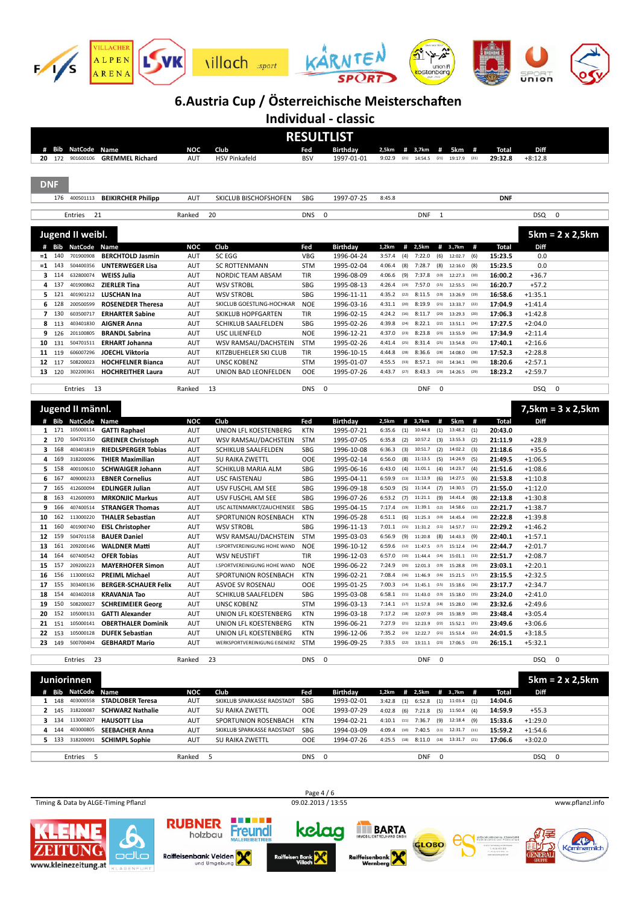# 6.Austria Cup / Österreichische Meisterschaften

## Individual - classic

### RESULTLIST

| # | Bib | NatCode | Name | NOC | Club | Fed | Birthday | 2,5km | # | 3,7km | # | 5km | # | Total | Diff |
|---|---|---|---|---|---|---|---|---|---|---|---|---|---|---|---|
| 20 | 172 | 901600106 | GREMMEL Richard | AUT | HSV Pinkafeld | BSV | 1997-01-01 | 9:02.9 | (21) | 14:54.5 | (21) | 19:17.9 | (21) | 29:32.8 | +8:12.8 |

### DNF

| # | Bib | NatCode | Name | NOC | Club | Fed | Birthday | 2,5km | Total |
|---|---|---|---|---|---|---|---|---|---|
| | 176 | 400501113 | BEIKIRCHER Philipp | AUT | SKICLUB BISCHOFSHOFEN | SBG | 1997-07-25 | 8:45.8 | DNF |

Entries 21 | Ranked 20 | DNS 0 | DNF 1 | DSQ 0

### Jugend II weibl. — 5km = 2 x 2,5km

| # | Bib | NatCode | Name | NOC | Club | Fed | Birthday | 1,2km | # | 2,5km | # | 3.,7km | # | Total | Diff |
|---|---|---|---|---|---|---|---|---|---|---|---|---|---|---|---|
| =1 | 140 | 701900908 | BERCHTOLD Jasmin | AUT | SC EGG | VBG | 1996-04-24 | 3:57.4 | (4) | 7:22.0 | (6) | 12:02.7 | (6) | 15:23.5 | 0.0 |
| =1 | 143 | 504400356 | UNTERWEGER Lisa | AUT | SC ROTTENMANN | STM | 1995-02-04 | 4:06.4 | (8) | 7:28.7 | (8) | 12:16.0 | (8) | 15:23.5 | 0.0 |
| 3 | 114 | 632800074 | WEISS Julia | AUT | NORDIC TEAM ABSAM | TIR | 1996-08-09 | 4:06.6 | (9) | 7:37.8 | (10) | 12:27.3 | (10) | 16:00.2 | +36.7 |
| 4 | 137 | 401900862 | ZIERLER Tina | AUT | WSV STROBL | SBG | 1995-08-13 | 4:26.4 | (19) | 7:57.0 | (15) | 12:55.5 | (16) | 16:20.7 | +57.2 |
| 5 | 121 | 401901212 | LUSCHAN Ina | AUT | WSV STROBL | SBG | 1996-11-11 | 4:35.2 | (22) | 8:11.5 | (19) | 13:26.9 | (19) | 16:58.6 | +1:35.1 |
| 6 | 128 | 200500599 | ROSENEDER Theresa | AUT | SKICLUB GOESTLING-HOCHKAR | NOE | 1996-03-16 | 4:31.1 | (20) | 8:19.9 | (21) | 13:33.7 | (22) | 17:04.9 | +1:41.4 |
| 7 | 130 | 603500717 | ERHARTER Sabine | AUT | SKIKLUB HOPFGARTEN | TIR | 1996-02-15 | 4:24.2 | (16) | 8:11.7 | (20) | 13:29.3 | (20) | 17:06.3 | +1:42.8 |
| 8 | 113 | 403401830 | AIGNER Anna | AUT | SCHIKLUB SAALFELDEN | SBG | 1995-02-26 | 4:39.8 | (24) | 8:22.1 | (22) | 13:51.1 | (24) | 17:27.5 | +2:04.0 |
| 9 | 126 | 201100805 | BRANDL Sabrina | AUT | USC LILIENFELD | NOE | 1996-12-21 | 4:37.0 | (23) | 8:23.8 | (23) | 13:55.9 | (26) | 17:34.9 | +2:11.4 |
| 10 | 131 | 504701511 | ERHART Johanna | AUT | WSV RAMSAU/DACHSTEIN | STM | 1995-02-26 | 4:41.4 | (25) | 8:31.4 | (25) | 13:54.8 | (25) | 17:40.1 | +2:16.6 |
| 11 | 119 | 606007296 | JOECHL Viktoria | AUT | KITZBUEHELER SKI CLUB | TIR | 1996-10-15 | 4:44.8 | (28) | 8:36.6 | (28) | 14:08.0 | (28) | 17:52.3 | +2:28.8 |
| 12 | 117 | 508200023 | HOCHFELNER Bianca | AUT | UNSC KOBENZ | STM | 1995-01-07 | 4:55.5 | (33) | 8:57.1 | (32) | 14:34.1 | (30) | 18:20.6 | +2:57.1 |
| 13 | 120 | 302200361 | HOCHREITHER Laura | AUT | UNION BAD LEONFELDEN | OOE | 1995-07-26 | 4:43.7 | (27) | 8:43.3 | (29) | 14:26.5 | (29) | 18:23.2 | +2:59.7 |

Entries 13 | Ranked 13 | DNS 0 | DNF 0 | DSQ 0

### Jugend II männl. — 7,5km = 3 x 2,5km

| # | Bib | NatCode | Name | NOC | Club | Fed | Birthday | 2,5km | # | 3,7km | # | 5km | # | Total | Diff |
|---|---|---|---|---|---|---|---|---|---|---|---|---|---|---|---|
| 1 | 171 | 105000114 | GATTI Raphael | AUT | UNION LFL KOESTENBERG | KTN | 1995-07-21 | 6:35.6 | (1) | 10:44.8 | (1) | 13:48.2 | (1) | 20:43.0 | |
| 2 | 170 | 504701350 | GREINER Christoph | AUT | WSV RAMSAU/DACHSTEIN | STM | 1995-07-05 | 6:35.8 | (2) | 10:57.2 | (3) | 13:55.3 | (2) | 21:11.9 | +28.9 |
| 3 | 168 | 403401819 | RIEDLSPERGER Tobias | AUT | SCHIKLUB SAALFELDEN | SBG | 1996-10-08 | 6:36.3 | (3) | 10:51.7 | (2) | 14:02.2 | (3) | 21:18.6 | +35.6 |
| 4 | 169 | 318200096 | THIER Maximilian | AUT | SU RAIKA ZWETTL | OOE | 1995-02-14 | 6:56.0 | (8) | 11:13.5 | (5) | 14:24.9 | (5) | 21:49.5 | +1:06.5 |
| 5 | 158 | 400100610 | SCHWAIGER Johann | AUT | SCHIKLUB MARIA ALM | SBG | 1995-06-16 | 6:43.0 | (4) | 11:01.1 | (4) | 14:23.7 | (4) | 21:51.6 | +1:08.6 |
| 6 | 167 | 409000233 | EBNER Cornelius | AUT | USC FAISTENAU | SBG | 1995-04-11 | 6:59.9 | (13) | 11:13.9 | (6) | 14:27.5 | (6) | 21:53.8 | +1:10.8 |
| 7 | 165 | 412600094 | EDLINGER Julian | AUT | USV FUSCHL AM SEE | SBG | 1996-09-18 | 6:50.9 | (5) | 11:14.4 | (7) | 14:30.5 | (7) | 21:55.0 | +1:12.0 |
| 8 | 163 | 412600093 | MRKONJIC Markus | AUT | USV FUSCHL AM SEE | SBG | 1996-07-26 | 6:53.2 | (7) | 11:21.1 | (9) | 14:41.4 | (8) | 22:13.8 | +1:30.8 |
| 9 | 166 | 407400514 | STRANGER Thomas | AUT | USC ALTENMARKT/ZAUCHENSEE | SBG | 1995-04-15 | 7:17.4 | (19) | 11:39.1 | (12) | 14:58.6 | (12) | 22:21.7 | +1:38.7 |
| 10 | 162 | 113000220 | THALER Sebastian | AUT | SPORTUNION ROSENBACH | KTN | 1996-05-28 | 6:51.1 | (6) | 11:25.3 | (10) | 14:45.4 | (10) | 22:22.8 | +1:39.8 |
| 11 | 160 | 401900740 | EISL Christopher | AUT | WSV STROBL | SBG | 1996-11-13 | 7:01.1 | (15) | 11:31.2 | (11) | 14:57.7 | (11) | 22:29.2 | +1:46.2 |
| 12 | 159 | 504701158 | BAUER Daniel | AUT | WSV RAMSAU/DACHSTEIN | STM | 1995-03-03 | 6:56.9 | (9) | 11:20.8 | (8) | 14:43.3 | (9) | 22:40.1 | +1:57.1 |
| 13 | 161 | 209200146 | WALDNER Matti | AUT | I.SPORTVEREINIGUNG HOHE WAND | NOE | 1996-10-12 | 6:59.6 | (12) | 11:47.5 | (17) | 15:12.4 | (14) | 22:44.7 | +2:01.7 |
| 14 | 164 | 607400542 | OFER Tobias | AUT | WSV NEUSTIFT | TIR | 1996-12-03 | 6:57.0 | (10) | 11:44.4 | (14) | 15:01.1 | (13) | 22:51.7 | +2:08.7 |
| 15 | 157 | 209200223 | MAYERHOFER Simon | AUT | I.SPORTVEREINIGUNG HOHE WAND | NOE | 1996-06-22 | 7:24.9 | (20) | 12:01.3 | (19) | 15:28.8 | (19) | 23:03.1 | +2:20.1 |
| 16 | 156 | 113000162 | PREIML Michael | AUT | SPORTUNION ROSENBACH | KTN | 1996-02-21 | 7:08.4 | (16) | 11:46.9 | (16) | 15:21.5 | (17) | 23:15.5 | +2:32.5 |
| 17 | 155 | 303400136 | BERGER-SCHAUER Felix | AUT | ASVOE SV ROSENAU | OOE | 1995-01-25 | 7:00.3 | (14) | 11:45.1 | (15) | 15:18.6 | (16) | 23:17.7 | +2:34.7 |
| 18 | 154 | 403402018 | KRAVANJA Tao | AUT | SCHIKLUB SAALFELDEN | SBG | 1995-03-08 | 6:58.1 | (11) | 11:43.0 | (13) | 15:18.0 | (15) | 23:24.0 | +2:41.0 |
| 19 | 150 | 508200027 | SCHREIMEIER Georg | AUT | UNSC KOBENZ | STM | 1996-03-13 | 7:14.1 | (17) | 11:57.8 | (18) | 15:28.0 | (18) | 23:32.6 | +2:49.6 |
| 20 | 152 | 105000131 | GATTI Alexander | AUT | UNION LFL KOESTENBERG | KTN | 1996-03-18 | 7:17.2 | (18) | 12:07.9 | (20) | 15:38.9 | (20) | 23:48.4 | +3:05.4 |
| 21 | 151 | 105000141 | OBERTHALER Dominik | AUT | UNION LFL KOESTENBERG | KTN | 1996-06-21 | 7:27.9 | (21) | 12:23.9 | (22) | 15:52.1 | (21) | 23:49.6 | +3:06.6 |
| 22 | 153 | 105000128 | DUFEK Sebastian | AUT | UNION LFL KOESTENBERG | KTN | 1996-12-06 | 7:35.2 | (23) | 12:22.7 | (21) | 15:53.4 | (22) | 24:01.5 | +3:18.5 |
| 23 | 149 | 500700494 | GEBHARDT Mario | AUT | WERKSPORTVEREINIGUNG EISENERZ | STM | 1996-09-25 | 7:33.5 | (22) | 13:11.1 | (23) | 17:06.5 | (23) | 26:15.1 | +5:32.1 |

Entries 23 | Ranked 23 | DNS 0 | DNF 0 | DSQ 0

### Juniorinnen — 5km = 2 x 2,5km

| # | Bib | NatCode | Name | NOC | Club | Fed | Birthday | 1,2km | # | 2,5km | # | 3.,7km | # | Total | Diff |
|---|---|---|---|---|---|---|---|---|---|---|---|---|---|---|---|
| 1 | 148 | 403000558 | STADLOBER Teresa | AUT | SKIKLUB SPARKASSE RADSTADT | SBG | 1993-02-01 | 3:42.8 | (1) | 6:52.8 | (1) | 11:03.4 | (1) | 14:04.6 | |
| 2 | 145 | 318200087 | SCHWARZ Nathalie | AUT | SU RAIKA ZWETTL | OOE | 1993-07-29 | 4:02.8 | (6) | 7:21.8 | (5) | 11:50.4 | (4) | 14:59.9 | +55.3 |
| 3 | 134 | 113000207 | HAUSOTT Lisa | AUT | SPORTUNION ROSENBACH | KTN | 1994-02-21 | 4:10.1 | (11) | 7:36.7 | (9) | 12:18.4 | (9) | 15:33.6 | +1:29.0 |
| 4 | 144 | 403000805 | SEEBACHER Anna | AUT | SKIKLUB SPARKASSE RADSTADT | SBG | 1994-03-09 | 4:09.4 | (10) | 7:40.5 | (11) | 12:31.7 | (11) | 15:59.2 | +1:54.6 |
| 5 | 133 | 318200091 | SCHIMPL Sophie | AUT | SU RAIKA ZWETTL | OOE | 1994-07-26 | 4:25.5 | (18) | 8:11.0 | (18) | 13:31.7 | (21) | 17:06.6 | +3:02.0 |

Entries 5 | Ranked 5 | DNS 0 | DNF 0 | DSQ 0

Timing & Data by ALGE-Timing Pflanzl | 09.02.2013 / 13:55 | www.pflanzl.info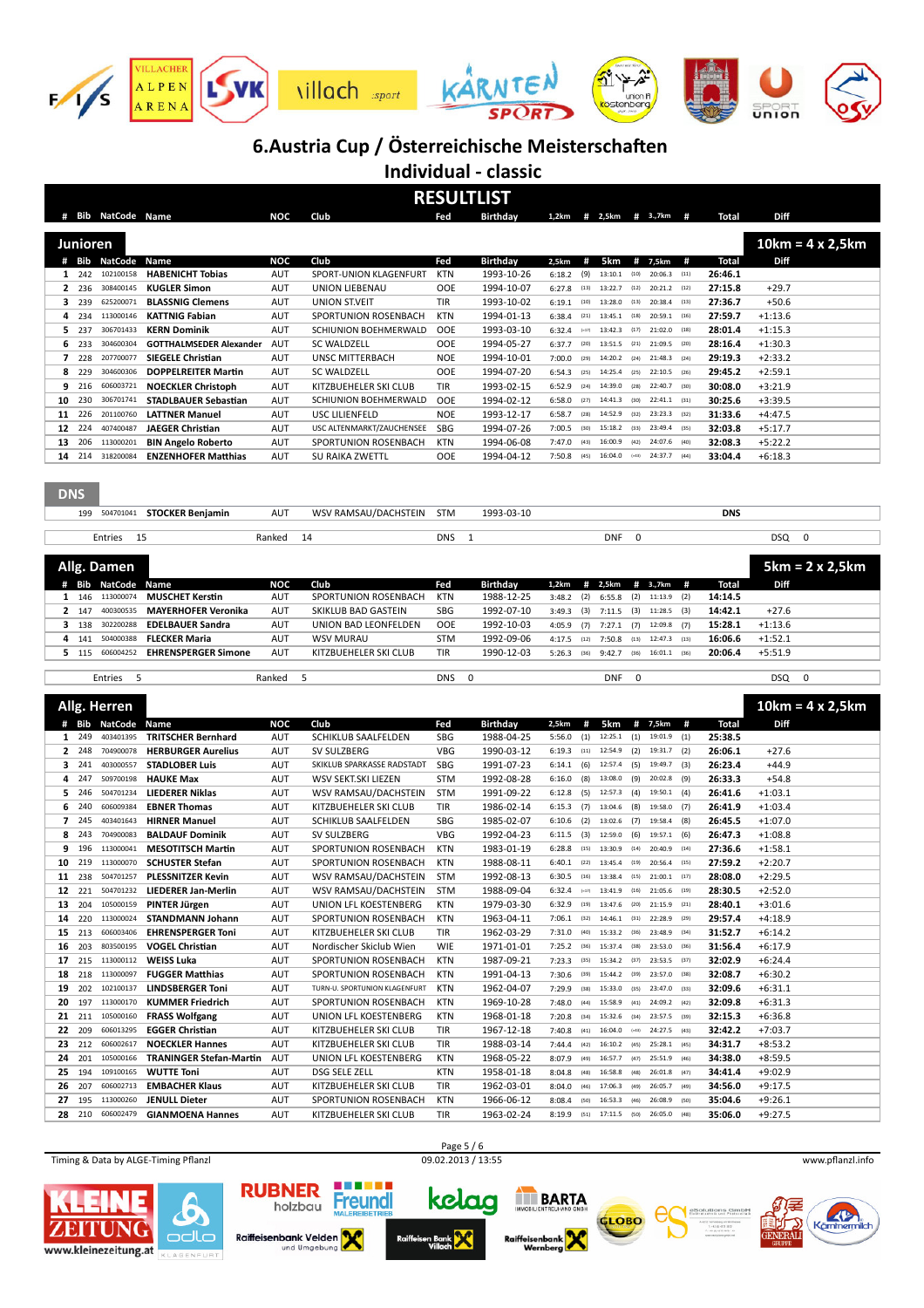# 6.Austria Cup / Österreichische Meisterschaften

## Individual - classic

## RESULTLIST

### Junioren

10km = 4 x 2,5km

| # | Bib | NatCode | Name | NOC | Club | Fed | Birthday | 2,5km | # | 5km | # | 7,5km | # | Total | Diff |
|---|---|---|---|---|---|---|---|---|---|---|---|---|---|---|---|
| 1 | 242 | 102100158 | HABENICHT Tobias | AUT | SPORT-UNION KLAGENFURT | KTN | 1993-10-26 | 6:18.2 | (9) | 13:10.1 | (10) | 20:06.3 | (11) | 26:46.1 | |
| 2 | 236 | 308400145 | KUGLER Simon | AUT | UNION LIEBENAU | OOE | 1994-10-07 | 6:27.8 | (13) | 13:22.7 | (12) | 20:21.2 | (12) | 27:15.8 | +29.7 |
| 3 | 239 | 625200071 | BLASSNIG Clemens | AUT | UNION ST.VEIT | TIR | 1993-10-02 | 6:19.1 | (10) | 13:28.0 | (13) | 20:38.4 | (13) | 27:36.7 | +50.6 |
| 4 | 234 | 113000146 | KATTNIG Fabian | AUT | SPORTUNION ROSENBACH | KTN | 1994-01-13 | 6:38.4 | (21) | 13:45.1 | (18) | 20:59.1 | (16) | 27:59.7 | +1:13.6 |
| 5 | 237 | 306701433 | KERN Dominik | AUT | SCHIUNION BOEHMERWALD | OOE | 1993-03-10 | 6:32.4 | (=17) | 13:42.3 | (17) | 21:02.0 | (18) | 28:01.4 | +1:15.3 |
| 6 | 233 | 304600304 | GOTTHALMSEDER Alexander | AUT | SC WALDZELL | OOE | 1994-05-27 | 6:37.7 | (20) | 13:51.5 | (21) | 21:09.5 | (20) | 28:16.4 | +1:30.3 |
| 7 | 228 | 207700077 | SIEGELE Christian | AUT | UNSC MITTERBACH | NOE | 1994-10-01 | 7:00.0 | (29) | 14:20.2 | (24) | 21:48.3 | (24) | 29:19.3 | +2:33.2 |
| 8 | 229 | 304600306 | DOPPELREITER Martin | AUT | SC WALDZELL | OOE | 1994-07-20 | 6:54.3 | (25) | 14:25.4 | (25) | 22:10.5 | (26) | 29:45.2 | +2:59.1 |
| 9 | 216 | 606003721 | NOECKLER Christoph | AUT | KITZBUEHELER SKI CLUB | TIR | 1993-02-15 | 6:52.9 | (24) | 14:39.0 | (28) | 22:40.7 | (30) | 30:08.0 | +3:21.9 |
| 10 | 230 | 306701741 | STADLBAUER Sebastian | AUT | SCHIUNION BOEHMERWALD | OOE | 1994-02-12 | 6:58.0 | (27) | 14:41.3 | (30) | 22:41.1 | (31) | 30:25.6 | +3:39.5 |
| 11 | 226 | 201100760 | LATTNER Manuel | AUT | USC LILIENFELD | NOE | 1993-12-17 | 6:58.7 | (28) | 14:52.9 | (32) | 23:23.3 | (32) | 31:33.6 | +4:47.5 |
| 12 | 224 | 407400487 | JAEGER Christian | AUT | USC ALTENMARKT/ZAUCHENSEE | SBG | 1994-07-26 | 7:00.5 | (30) | 15:18.2 | (33) | 23:49.4 | (35) | 32:03.8 | +5:17.7 |
| 13 | 206 | 113000201 | BIN Angelo Roberto | AUT | SPORTUNION ROSENBACH | KTN | 1994-06-08 | 7:47.0 | (43) | 16:00.9 | (42) | 24:07.6 | (40) | 32:08.3 | +5:22.2 |
| 14 | 214 | 318200084 | ENZENHOFER Matthias | AUT | SU RAIKA ZWETTL | OOE | 1994-04-12 | 7:50.8 | (45) | 16:04.0 | (=43) | 24:37.7 | (44) | 33:04.4 | +6:18.3 |

### DNS

| Bib | NatCode | Name | NOC | Club | Fed | Birthday | Total |
|---|---|---|---|---|---|---|---|
| 199 | 504701041 | STOCKER Benjamin | AUT | WSV RAMSAU/DACHSTEIN | STM | 1993-03-10 | DNS |

Entries 15 | Ranked 14 | DNS 1 | DNF 0 | DSQ 0

### Allg. Damen

5km = 2 x 2,5km

| # | Bib | NatCode | Name | NOC | Club | Fed | Birthday | 1,2km | # | 2,5km | # | 3.,7km | # | Total | Diff |
|---|---|---|---|---|---|---|---|---|---|---|---|---|---|---|---|
| 1 | 146 | 113000074 | MUSCHET Kerstin | AUT | SPORTUNION ROSENBACH | KTN | 1988-12-25 | 3:48.2 | (2) | 6:55.8 | (2) | 11:13.9 | (2) | 14:14.5 | |
| 2 | 147 | 400300535 | MAYERHOFER Veronika | AUT | SKIKLUB BAD GASTEIN | SBG | 1992-07-10 | 3:49.3 | (3) | 7:11.5 | (3) | 11:28.5 | (3) | 14:42.1 | +27.6 |
| 3 | 138 | 302200288 | EDELBAUER Sandra | AUT | UNION BAD LEONFELDEN | OOE | 1992-10-03 | 4:05.9 | (7) | 7:27.1 | (7) | 12:09.8 | (7) | 15:28.1 | +1:13.6 |
| 4 | 141 | 504000388 | FLECKER Maria | AUT | WSV MURAU | STM | 1992-09-06 | 4:17.5 | (12) | 7:50.8 | (13) | 12:47.3 | (13) | 16:06.6 | +1:52.1 |
| 5 | 115 | 606004252 | EHRENSPERGER Simone | AUT | KITZBUEHELER SKI CLUB | TIR | 1990-12-03 | 5:26.3 | (36) | 9:42.7 | (36) | 16:01.1 | (36) | 20:06.4 | +5:51.9 |

Entries 5 | Ranked 5 | DNS 0 | DNF 0 | DSQ 0

### Allg. Herren

10km = 4 x 2,5km

| # | Bib | NatCode | Name | NOC | Club | Fed | Birthday | 2,5km | # | 5km | # | 7,5km | # | Total | Diff |
|---|---|---|---|---|---|---|---|---|---|---|---|---|---|---|---|
| 1 | 249 | 403401395 | TRITSCHER Bernhard | AUT | SCHIKLUB SAALFELDEN | SBG | 1988-04-25 | 5:56.0 | (1) | 12:25.1 | (1) | 19:01.9 | (1) | 25:38.5 | |
| 2 | 248 | 704900078 | HERBURGER Aurelius | AUT | SV SULZBERG | VBG | 1990-03-12 | 6:19.3 | (11) | 12:54.9 | (2) | 19:31.7 | (2) | 26:06.1 | +27.6 |
| 3 | 241 | 403000557 | STADLOBER Luis | AUT | SKIKLUB SPARKASSE RADSTADT | SBG | 1991-07-23 | 6:14.1 | (6) | 12:57.4 | (5) | 19:49.7 | (3) | 26:23.4 | +44.9 |
| 4 | 247 | 509700198 | HAUKE Max | AUT | WSV SEKT.SKI LIEZEN | STM | 1992-08-28 | 6:16.0 | (8) | 13:08.0 | (9) | 20:02.8 | (9) | 26:33.3 | +54.8 |
| 5 | 246 | 504701234 | LIEDERER Niklas | AUT | WSV RAMSAU/DACHSTEIN | STM | 1991-09-22 | 6:12.8 | (5) | 12:57.3 | (4) | 19:50.1 | (4) | 26:41.6 | +1:03.1 |
| 6 | 240 | 606009384 | EBNER Thomas | AUT | KITZBUEHELER SKI CLUB | TIR | 1986-02-14 | 6:15.3 | (7) | 13:04.6 | (8) | 19:58.0 | (7) | 26:41.9 | +1:03.4 |
| 7 | 245 | 403401643 | HIRNER Manuel | AUT | SCHIKLUB SAALFELDEN | SBG | 1985-02-07 | 6:10.6 | (2) | 13:02.6 | (7) | 19:58.4 | (8) | 26:45.5 | +1:07.0 |
| 8 | 243 | 704900083 | BALDAUF Dominik | AUT | SV SULZBERG | VBG | 1992-04-23 | 6:11.5 | (3) | 12:59.0 | (6) | 19:57.1 | (6) | 26:47.3 | +1:08.8 |
| 9 | 196 | 113000041 | MESOTITSCH Martin | AUT | SPORTUNION ROSENBACH | KTN | 1983-01-19 | 6:28.8 | (15) | 13:30.9 | (14) | 20:40.9 | (14) | 27:36.6 | +1:58.1 |
| 10 | 219 | 113000070 | SCHUSTER Stefan | AUT | SPORTUNION ROSENBACH | KTN | 1988-08-11 | 6:40.1 | (22) | 13:45.4 | (19) | 20:56.4 | (15) | 27:59.2 | +2:20.7 |
| 11 | 238 | 504701257 | PLESSNITZER Kevin | AUT | WSV RAMSAU/DACHSTEIN | STM | 1992-08-13 | 6:30.5 | (16) | 13:38.4 | (15) | 21:00.1 | (17) | 28:08.0 | +2:29.5 |
| 12 | 221 | 504701232 | LIEDERER Jan-Merlin | AUT | WSV RAMSAU/DACHSTEIN | STM | 1988-09-04 | 6:32.4 | (=17) | 13:41.9 | (16) | 21:05.6 | (19) | 28:30.5 | +2:52.0 |
| 13 | 204 | 105000159 | PINTER Jürgen | AUT | UNION LFL KOESTENBERG | KTN | 1979-03-30 | 6:32.9 | (19) | 13:47.6 | (20) | 21:15.9 | (21) | 28:40.1 | +3:01.6 |
| 14 | 220 | 113000024 | STANDMANN Johann | AUT | SPORTUNION ROSENBACH | KTN | 1963-04-11 | 7:06.1 | (32) | 14:46.1 | (31) | 22:28.9 | (29) | 29:57.4 | +4:18.9 |
| 15 | 213 | 606003406 | EHRENSPERGER Toni | AUT | KITZBUEHELER SKI CLUB | TIR | 1962-03-29 | 7:31.0 | (40) | 15:33.2 | (36) | 23:48.9 | (34) | 31:52.7 | +6:14.2 |
| 16 | 203 | 803500195 | VOGEL Christian | AUT | Nordischer Skiclub Wien | WIE | 1971-01-01 | 7:25.2 | (36) | 15:37.4 | (38) | 23:53.0 | (36) | 31:56.4 | +6:17.9 |
| 17 | 215 | 113000112 | WEISS Luka | AUT | SPORTUNION ROSENBACH | KTN | 1987-09-21 | 7:23.3 | (35) | 15:34.2 | (37) | 23:53.5 | (37) | 32:02.9 | +6:24.4 |
| 18 | 218 | 113000097 | FUGGER Matthias | AUT | SPORTUNION ROSENBACH | KTN | 1991-04-13 | 7:30.6 | (39) | 15:44.2 | (39) | 23:57.0 | (38) | 32:08.7 | +6:30.2 |
| 19 | 202 | 102100133 | LINDSBERGER Toni | AUT | TURN-U. SPORTUNION KLAGENFURT | KTN | 1962-04-07 | 7:29.9 | (38) | 15:33.0 | (35) | 23:47.0 | (33) | 32:09.6 | +6:31.1 |
| 20 | 197 | 113000170 | KUMMER Friedrich | AUT | SPORTUNION ROSENBACH | KTN | 1969-10-28 | 7:48.0 | (44) | 15:58.9 | (41) | 24:09.2 | (42) | 32:09.8 | +6:31.3 |
| 21 | 211 | 105000160 | FRASS Wolfgang | AUT | UNION LFL KOESTENBERG | KTN | 1968-01-18 | 7:20.8 | (34) | 15:32.6 | (34) | 23:57.5 | (39) | 32:15.3 | +6:36.8 |
| 22 | 209 | 606013295 | EGGER Christian | AUT | KITZBUEHELER SKI CLUB | TIR | 1967-12-18 | 7:40.8 | (41) | 16:04.0 | (=43) | 24:27.5 | (43) | 32:42.2 | +7:03.7 |
| 23 | 212 | 606002617 | NOECKLER Hannes | AUT | KITZBUEHELER SKI CLUB | TIR | 1988-03-14 | 7:44.4 | (42) | 16:10.2 | (45) | 25:28.1 | (45) | 34:31.7 | +8:53.2 |
| 24 | 201 | 105000260 | TRANINGER Stefan-Martin | AUT | UNION LFL KOESTENBERG | KTN | 1968-05-22 | 8:07.9 | (49) | 16:57.7 | (47) | 25:51.9 | (46) | 34:38.0 | +8:59.5 |
| 25 | 194 | 109100165 | WUTTE Toni | AUT | DSG SELE ZELL | KTN | 1958-01-18 | 8:04.8 | (48) | 16:58.8 | (48) | 26:01.8 | (47) | 34:41.4 | +9:02.9 |
| 26 | 207 | 606002713 | EMBACHER Klaus | AUT | KITZBUEHELER SKI CLUB | TIR | 1962-03-01 | 8:04.0 | (46) | 17:06.3 | (49) | 26:05.7 | (49) | 34:56.0 | +9:17.5 |
| 27 | 195 | 113000260 | JENULL Dieter | AUT | SPORTUNION ROSENBACH | KTN | 1966-06-12 | 8:08.4 | (50) | 16:53.3 | (46) | 26:08.9 | (50) | 35:04.6 | +9:26.1 |
| 28 | 210 | 606002479 | GIANMOENA Hannes | AUT | KITZBUEHELER SKI CLUB | TIR | 1963-02-24 | 8:19.9 | (51) | 17:11.5 | (50) | 26:05.0 | (48) | 35:06.0 | +9:27.5 |

Timing & Data by ALGE-Timing Pflanzl — 09.02.2013 / 13:55 — www.pflanzl.info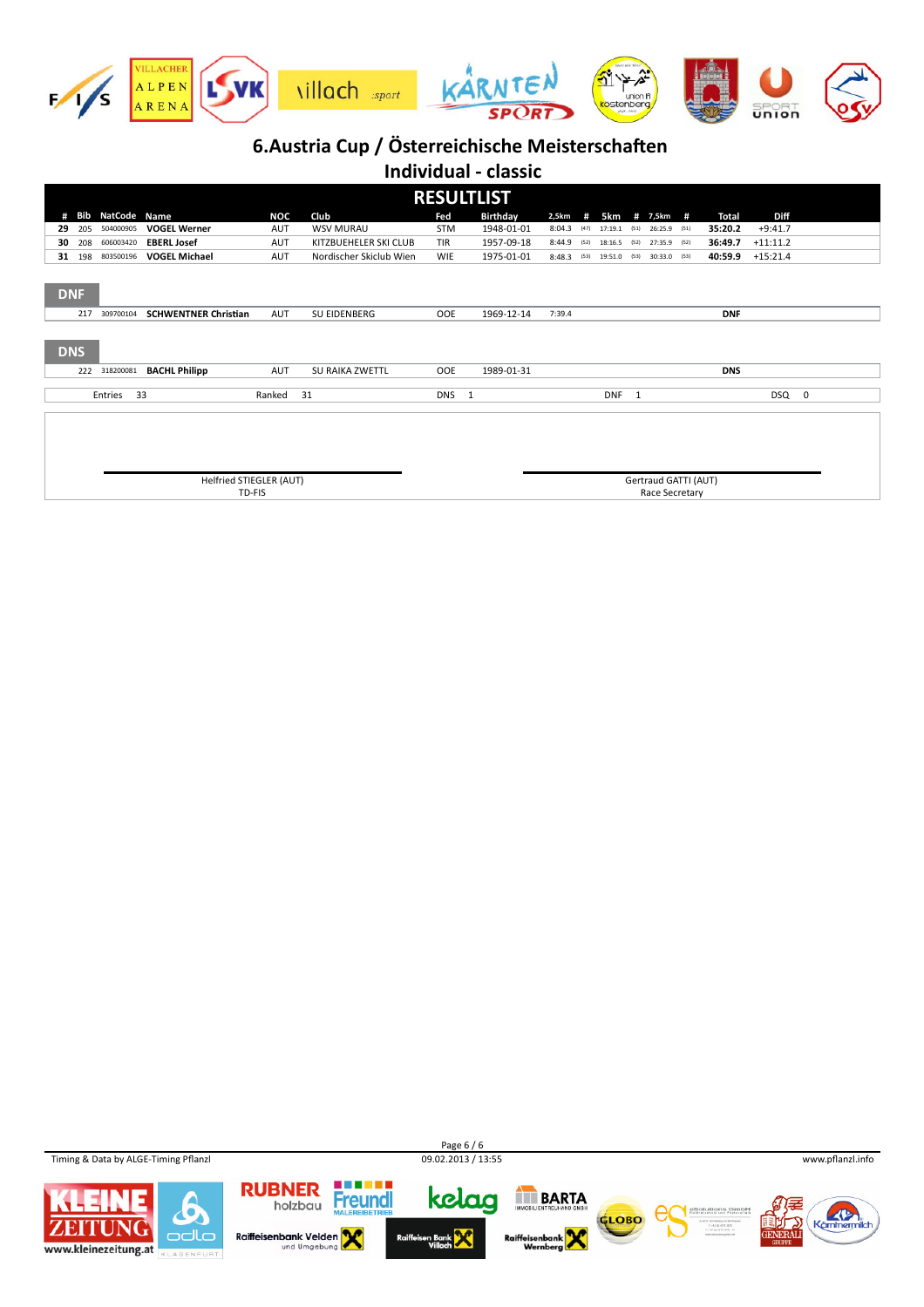# 6.Austria Cup / Österreichische Meisterschaften

## Individual - classic

### RESULTLIST

| # | Bib | NatCode | Name | NOC | Club | Fed | Birthday | 2,5km | # | 5km | # | 7,5km | # | Total | Diff |
|---|---|---|---|---|---|---|---|---|---|---|---|---|---|---|---|
| 29 | 205 | 504000905 | **VOGEL Werner** | AUT | WSV MURAU | STM | 1948-01-01 | 8:04.3 | (47) | 17:19.1 | (51) | 26:25.9 | (51) | **35:20.2** | +9:41.7 |
| 30 | 208 | 606003420 | **EBERL Josef** | AUT | KITZBUEHELER SKI CLUB | TIR | 1957-09-18 | 8:44.9 | (52) | 18:16.5 | (52) | 27:35.9 | (52) | **36:49.7** | +11:11.2 |
| 31 | 198 | 803500196 | **VOGEL Michael** | AUT | Nordischer Skiclub Wien | WIE | 1975-01-01 | 8:48.3 | (53) | 19:51.0 | (53) | 30:33.0 | (53) | **40:59.9** | +15:21.4 |

### DNF

| Bib | NatCode | Name | NOC | Club | Fed | Birthday | 2,5km | Total |
|---|---|---|---|---|---|---|---|---|
| 217 | 309700104 | **SCHWENTNER Christian** | AUT | SU EIDENBERG | OOE | 1969-12-14 | 7:39.4 | **DNF** |

### DNS

| Bib | NatCode | Name | NOC | Club | Fed | Birthday | Total |
|---|---|---|---|---|---|---|---|
| 222 | 318200081 | **BACHL Philipp** | AUT | SU RAIKA ZWETTL | OOE | 1989-01-31 | **DNS** |

Entries 33 Ranked 31 DNS 1 DNF 1 DSQ 0

Helfried STIEGLER (AUT)
TD-FIS

Gertraud GATTI (AUT)
Race Secretary

Timing & Data by ALGE-Timing Pflanzl

09.02.2013 / 13:55

www.pflanzl.info